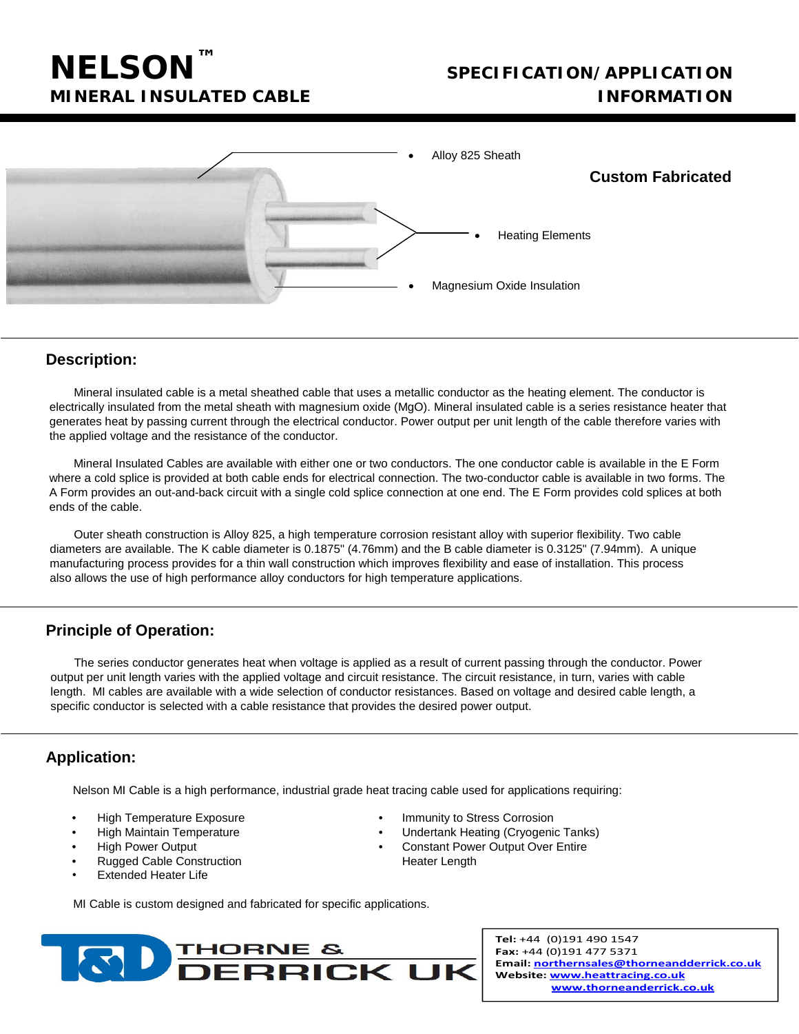# NELSON™ MINERAL INSULATED CABLE

## SPECIFICATION/APPLICATION INFORMATION

- Alloy 825 Sheath
- Heating Elements
- Magnesium Oxide Insulation

**Custom Fabricated**

## Description:

Mineral insulated cable is a metal sheathed cable that uses a metallic conductor as the heating element. The conductor is electrically insulated from the metal sheath with magnesium oxide (MgO). Mineral insulated cable is a series resistance heater that generates heat by passing current through the electrical conductor. Power output per unit length of the cable therefore varies with the applied voltage and the resistance of the conductor.

Mineral Insulated Cables are available with either one or two conductors. The one conductor cable is available in the E Form where a cold splice is provided at both cable ends for electrical connection. The two-conductor cable is available in two forms. The A Form provides an out-and-back circuit with a single cold splice connection at one end. The E Form provides cold splices at both ends of the cable.

Outer sheath construction is Alloy 825, a high temperature corrosion resistant alloy with superior flexibility. Two cable diameters are available. The K cable diameter is 0.1875" (4.76mm) and the B cable diameter is 0.3125" (7.94mm). A unique manufacturing process provides for a thin wall construction which improves flexibility and ease of installation. This process also allows the use of high performance alloy conductors for high temperature applications.

## Principle of Operation:

The series conductor generates heat when voltage is applied as a result of current passing through the conductor. Power output per unit length varies with the applied voltage and circuit resistance. The circuit resistance, in turn, varies with cable length. MI cables are available with a wide selection of conductor resistances. Based on voltage and desired cable length, a specific conductor is selected with a cable resistance that provides the desired power output.

## Application:

Nelson MI Cable is a high performance, industrial grade heat tracing cable used for applications requiring:

- High Temperature Exposure
- High Maintain Temperature
- High Power Output
- Rugged Cable Construction
- Extended Heater Life
- Immunity to Stress Corrosion
- Undertank Heating (Cryogenic Tanks)
- Constant Power Output Over Entire Heater Length

MI Cable is custom designed and fabricated for specific applications.

T&D THORNE & DERRICK UK

**Tel:** +44 (0)191 490 1547
**Fax:** +44 (0)191 477 5371
**Email:** northernsales@thorneandderrick.co.uk
**Website:** www.heattracing.co.uk
www.thorneanderrick.co.uk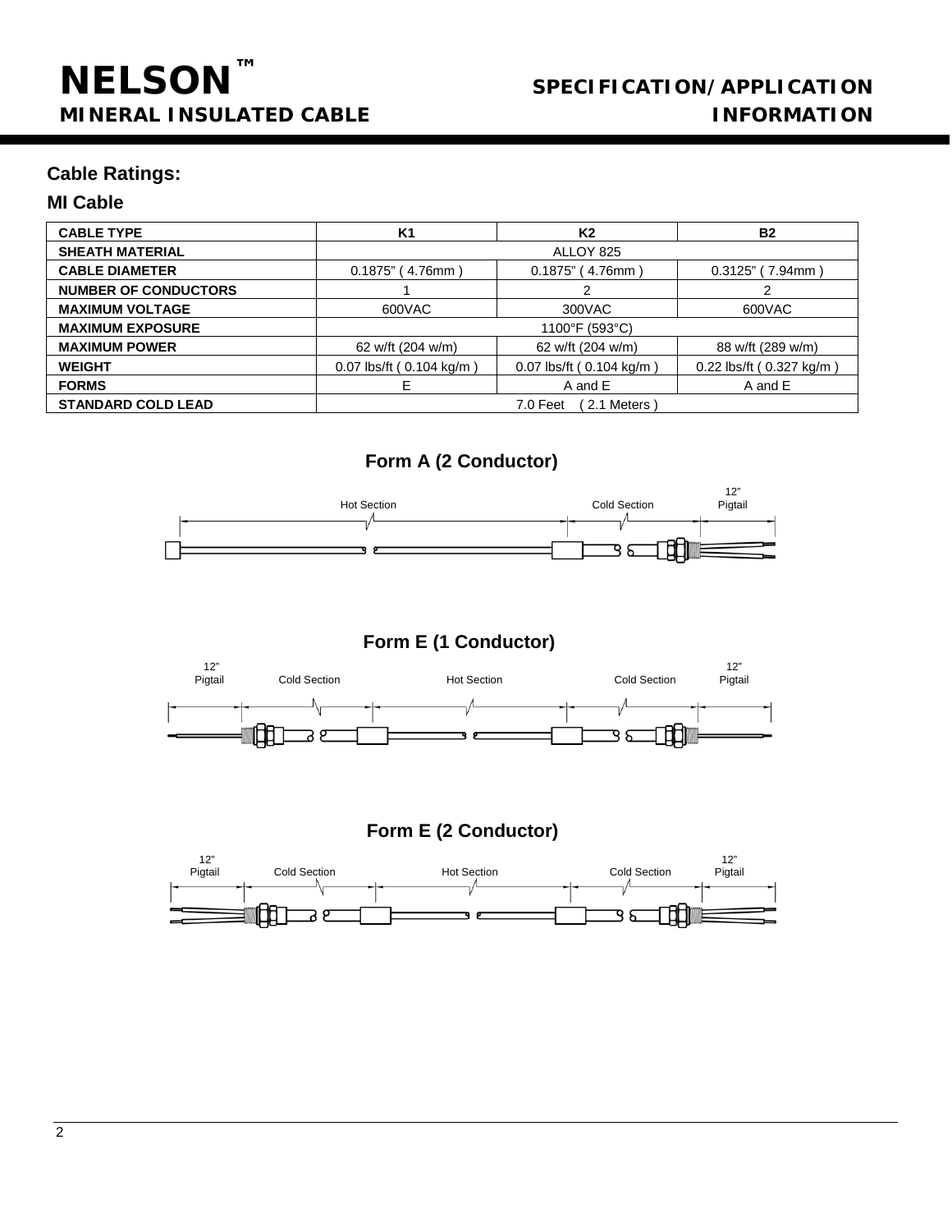## Cable Ratings:

### MI Cable

| CABLE TYPE | K1 | K2 | B2 |
|---|---|---|---|
| SHEATH MATERIAL | ALLOY 825 | | |
| CABLE DIAMETER | 0.1875" ( 4.76mm ) | 0.1875" ( 4.76mm ) | 0.3125" ( 7.94mm ) |
| NUMBER OF CONDUCTORS | 1 | 2 | 2 |
| MAXIMUM VOLTAGE | 600VAC | 300VAC | 600VAC |
| MAXIMUM EXPOSURE | 1100°F (593°C) | | |
| MAXIMUM POWER | 62 w/ft (204 w/m) | 62 w/ft (204 w/m) | 88 w/ft (289 w/m) |
| WEIGHT | 0.07 lbs/ft ( 0.104 kg/m ) | 0.07 lbs/ft ( 0.104 kg/m ) | 0.22 lbs/ft ( 0.327 kg/m ) |
| FORMS | E | A and E | A and E |
| STANDARD COLD LEAD | 7.0 Feet ( 2.1 Meters ) | | |

### Form A (2 Conductor)

Hot Section — Cold Section — 12" Pigtail

### Form E (1 Conductor)

12" Pigtail — Cold Section — Hot Section — Cold Section — 12" Pigtail

### Form E (2 Conductor)

12" Pigtail — Cold Section — Hot Section — Cold Section — 12" Pigtail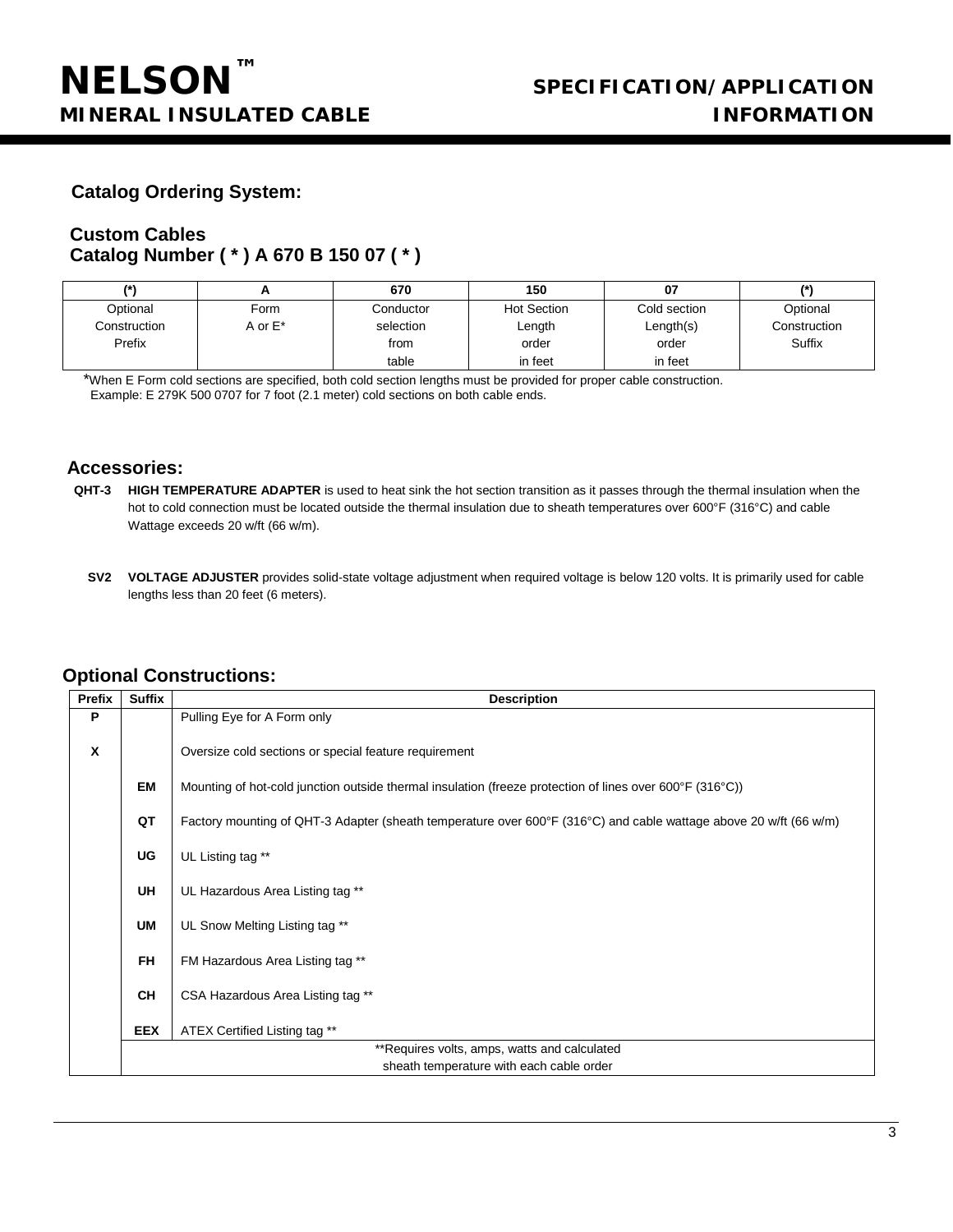## Catalog Ordering System:

### Custom Cables
### Catalog Number ( * ) A 670 B 150 07 ( * )

| (*) | A | 670 | 150 | 07 | (*) |
|---|---|---|---|---|---|
| Optional Construction Prefix | Form A or E* | Conductor selection from table | Hot Section Length order in feet | Cold section Length(s) order in feet | Optional Construction Suffix |

*When E Form cold sections are specified, both cold section lengths must be provided for proper cable construction. Example: E 279K 500 0707 for 7 foot (2.1 meter) cold sections on both cable ends.

## Accessories:

**QHT-3** **HIGH TEMPERATURE ADAPTER** is used to heat sink the hot section transition as it passes through the thermal insulation when the hot to cold connection must be located outside the thermal insulation due to sheath temperatures over 600°F (316°C) and cable Wattage exceeds 20 w/ft (66 w/m).

**SV2** **VOLTAGE ADJUSTER** provides solid-state voltage adjustment when required voltage is below 120 volts. It is primarily used for cable lengths less than 20 feet (6 meters).

## Optional Constructions:

| Prefix | Suffix | Description |
|---|---|---|
| **P** | | Pulling Eye for A Form only |
| **X** | | Oversize cold sections or special feature requirement |
| | **EM** | Mounting of hot-cold junction outside thermal insulation (freeze protection of lines over 600°F (316°C)) |
| | **QT** | Factory mounting of QHT-3 Adapter (sheath temperature over 600°F (316°C) and cable wattage above 20 w/ft (66 w/m) |
| | **UG** | UL Listing tag ** |
| | **UH** | UL Hazardous Area Listing tag ** |
| | **UM** | UL Snow Melting Listing tag ** |
| | **FH** | FM Hazardous Area Listing tag ** |
| | **CH** | CSA Hazardous Area Listing tag ** |
| | **EEX** | ATEX Certified Listing tag ** |
| | **Requires volts, amps, watts and calculated sheath temperature with each cable order | |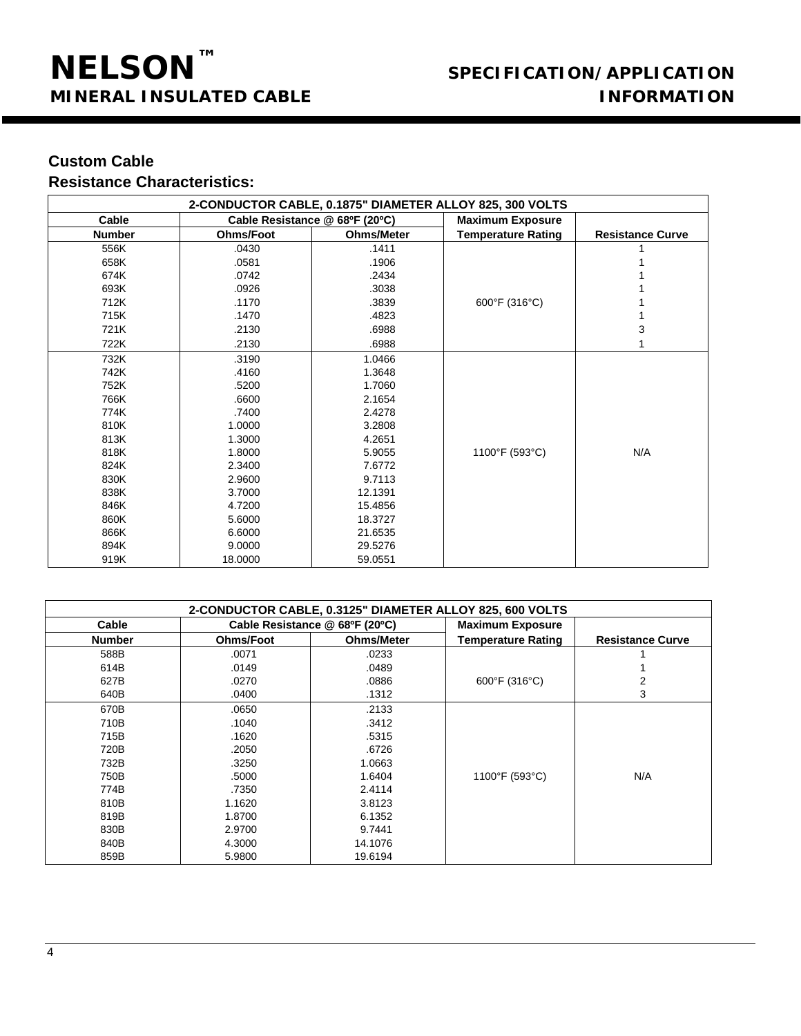## Custom Cable

## Resistance Characteristics:

| 2-CONDUCTOR CABLE, 0.1875" DIAMETER ALLOY 825, 300 VOLTS | | | | |
|---|---|---|---|---|
| **Cable** | **Cable Resistance @ 68ºF (20ºC)** | | **Maximum Exposure** | |
| **Number** | **Ohms/Foot** | **Ohms/Meter** | **Temperature Rating** | **Resistance Curve** |
| 556K | .0430 | .1411 | 600°F (316°C) | 1 |
| 658K | .0581 | .1906 | | 1 |
| 674K | .0742 | .2434 | | 1 |
| 693K | .0926 | .3038 | | 1 |
| 712K | .1170 | .3839 | | 1 |
| 715K | .1470 | .4823 | | 1 |
| 721K | .2130 | .6988 | | 3 |
| 722K | .2130 | .6988 | | 1 |
| 732K | .3190 | 1.0466 | 1100°F (593°C) | N/A |
| 742K | .4160 | 1.3648 | | |
| 752K | .5200 | 1.7060 | | |
| 766K | .6600 | 2.1654 | | |
| 774K | .7400 | 2.4278 | | |
| 810K | 1.0000 | 3.2808 | | |
| 813K | 1.3000 | 4.2651 | | |
| 818K | 1.8000 | 5.9055 | | |
| 824K | 2.3400 | 7.6772 | | |
| 830K | 2.9600 | 9.7113 | | |
| 838K | 3.7000 | 12.1391 | | |
| 846K | 4.7200 | 15.4856 | | |
| 860K | 5.6000 | 18.3727 | | |
| 866K | 6.6000 | 21.6535 | | |
| 894K | 9.0000 | 29.5276 | | |
| 919K | 18.0000 | 59.0551 | | |

| 2-CONDUCTOR CABLE, 0.3125" DIAMETER ALLOY 825, 600 VOLTS | | | | |
|---|---|---|---|---|
| **Cable** | **Cable Resistance @ 68ºF (20ºC)** | | **Maximum Exposure** | |
| **Number** | **Ohms/Foot** | **Ohms/Meter** | **Temperature Rating** | **Resistance Curve** |
| 588B | .0071 | .0233 | 600°F (316°C) | 1 |
| 614B | .0149 | .0489 | | 1 |
| 627B | .0270 | .0886 | | 2 |
| 640B | .0400 | .1312 | | 3 |
| 670B | .0650 | .2133 | 1100°F (593°C) | N/A |
| 710B | .1040 | .3412 | | |
| 715B | .1620 | .5315 | | |
| 720B | .2050 | .6726 | | |
| 732B | .3250 | 1.0663 | | |
| 750B | .5000 | 1.6404 | | |
| 774B | .7350 | 2.4114 | | |
| 810B | 1.1620 | 3.8123 | | |
| 819B | 1.8700 | 6.1352 | | |
| 830B | 2.9700 | 9.7441 | | |
| 840B | 4.3000 | 14.1076 | | |
| 859B | 5.9800 | 19.6194 | | |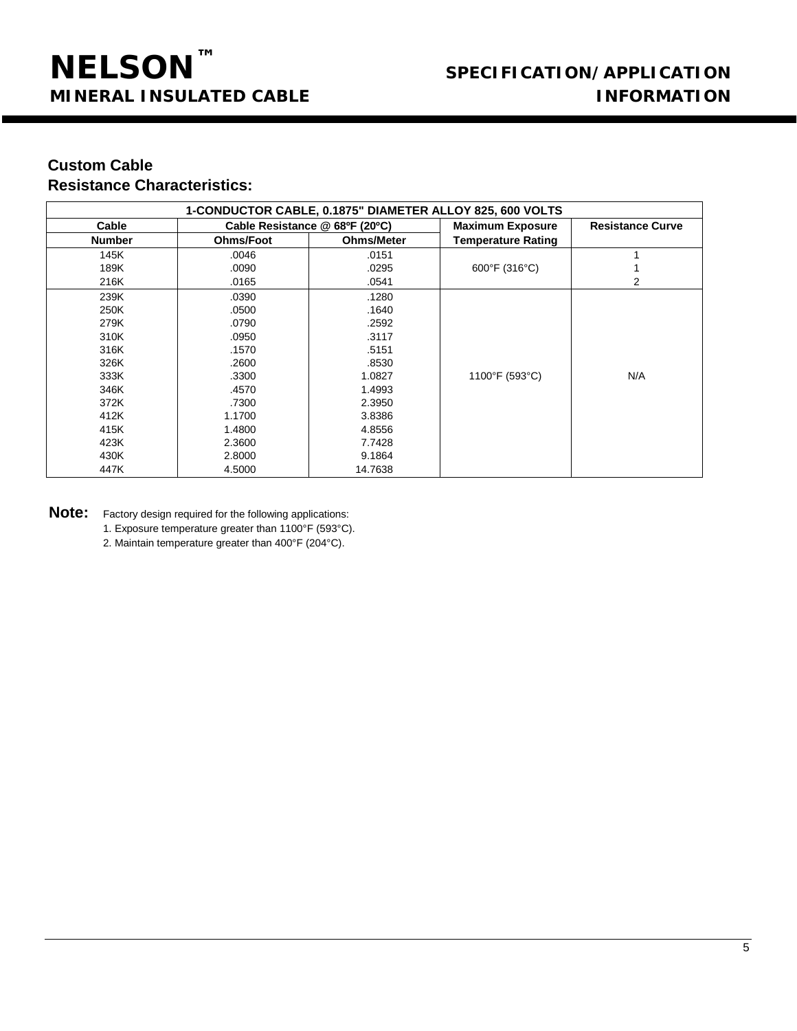# NELSON™ MINERAL INSULATED CABLE

## SPECIFICATION/APPLICATION INFORMATION

### Custom Cable
### Resistance Characteristics:

| 1-CONDUCTOR CABLE, 0.1875" DIAMETER ALLOY 825, 600 VOLTS | | | | |
|---|---|---|---|---|
| **Cable Number** | **Cable Resistance @ 68ºF (20ºC)** | | **Maximum Exposure Temperature Rating** | **Resistance Curve** |
| | **Ohms/Foot** | **Ohms/Meter** | | |
| 145K | .0046 | .0151 | 600°F (316°C) | 1 |
| 189K | .0090 | .0295 | 600°F (316°C) | 1 |
| 216K | .0165 | .0541 | 600°F (316°C) | 2 |
| 239K | .0390 | .1280 | 1100°F (593°C) | N/A |
| 250K | .0500 | .1640 | 1100°F (593°C) | N/A |
| 279K | .0790 | .2592 | 1100°F (593°C) | N/A |
| 310K | .0950 | .3117 | 1100°F (593°C) | N/A |
| 316K | .1570 | .5151 | 1100°F (593°C) | N/A |
| 326K | .2600 | .8530 | 1100°F (593°C) | N/A |
| 333K | .3300 | 1.0827 | 1100°F (593°C) | N/A |
| 346K | .4570 | 1.4993 | 1100°F (593°C) | N/A |
| 372K | .7300 | 2.3950 | 1100°F (593°C) | N/A |
| 412K | 1.1700 | 3.8386 | 1100°F (593°C) | N/A |
| 415K | 1.4800 | 4.8556 | 1100°F (593°C) | N/A |
| 423K | 2.3600 | 7.7428 | 1100°F (593°C) | N/A |
| 430K | 2.8000 | 9.1864 | 1100°F (593°C) | N/A |
| 447K | 4.5000 | 14.7638 | 1100°F (593°C) | N/A |

**Note:** Factory design required for the following applications:

1. Exposure temperature greater than 1100°F (593°C).
2. Maintain temperature greater than 400°F (204°C).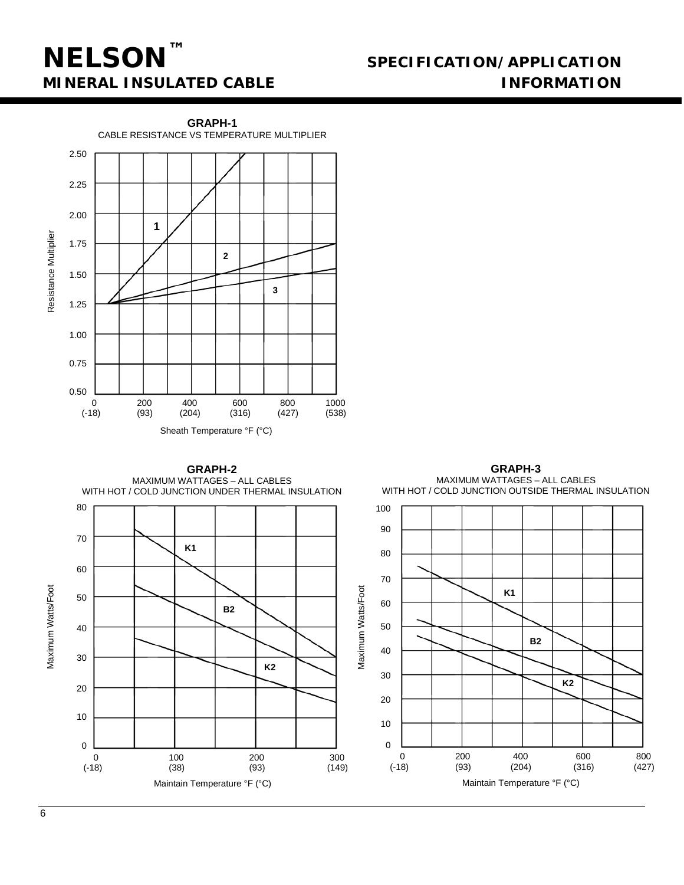**GRAPH-1**

CABLE RESISTANCE VS TEMPERATURE MULTIPLIER

Resistance Multiplier: 0.50, 0.75, 1.00, 1.25, 1.50, 1.75, 2.00, 2.25, 2.50

Curves: 1, 2, 3

Sheath Temperature °F (°C): 0 (-18), 200 (93), 400 (204), 600 (316), 800 (427), 1000 (538)

**GRAPH-2**

MAXIMUM WATTAGES – ALL CABLES
WITH HOT / COLD JUNCTION UNDER THERMAL INSULATION

Maximum Watts/Foot: 0, 10, 20, 30, 40, 50, 60, 70, 80

Curves: K1, B2, K2

Maintain Temperature °F (°C): 0 (-18), 100 (38), 200 (93), 300 (149)

**GRAPH-3**

MAXIMUM WATTAGES – ALL CABLES
WITH HOT / COLD JUNCTION OUTSIDE THERMAL INSULATION

Maximum Watts/Foot: 0, 10, 20, 30, 40, 50, 60, 70, 80, 90, 100

Curves: K1, B2, K2

Maintain Temperature °F (°C): 0 (-18), 200 (93), 400 (204), 600 (316), 800 (427)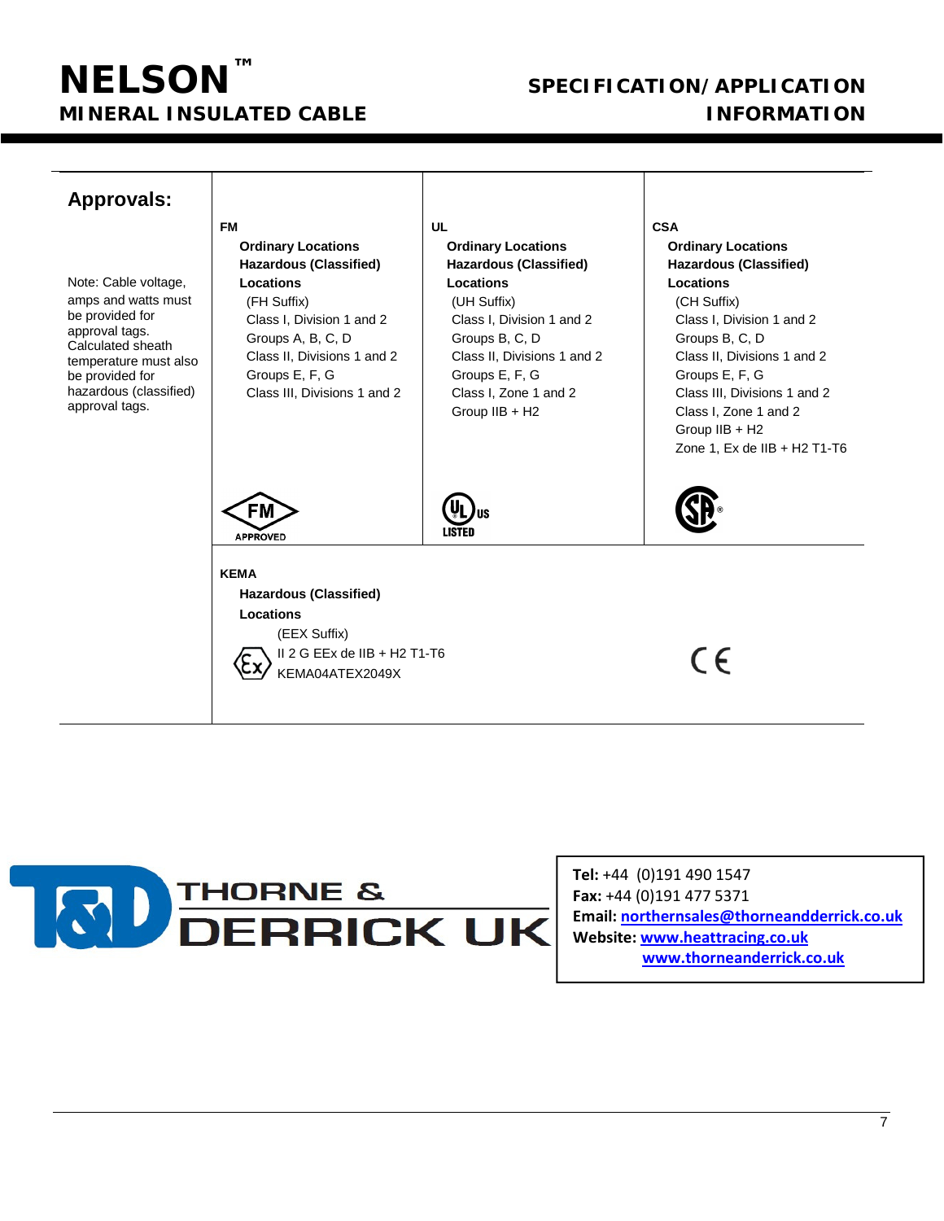# NELSON™

## MINERAL INSULATED CABLE

## SPECIFICATION/APPLICATION INFORMATION

## Approvals:

Note: Cable voltage, amps and watts must be provided for approval tags. Calculated sheath temperature must also be provided for hazardous (classified) approval tags.

| FM | UL | CSA |
|---|---|---|
| **Ordinary Locations**<br>**Hazardous (Classified) Locations**<br>(FH Suffix)<br>Class I, Division 1 and 2<br>Groups A, B, C, D<br>Class II, Divisions 1 and 2<br>Groups E, F, G<br>Class III, Divisions 1 and 2 | **Ordinary Locations**<br>**Hazardous (Classified) Locations**<br>(UH Suffix)<br>Class I, Division 1 and 2<br>Groups B, C, D<br>Class II, Divisions 1 and 2<br>Groups E, F, G<br>Class I, Zone 1 and 2<br>Group IIB + H2 | **Ordinary Locations**<br>**Hazardous (Classified) Locations**<br>(CH Suffix)<br>Class I, Division 1 and 2<br>Groups B, C, D<br>Class II, Divisions 1 and 2<br>Groups E, F, G<br>Class III, Divisions 1 and 2<br>Class I, Zone 1 and 2<br>Group IIB + H2<br>Zone 1, Ex de IIB + H2 T1-T6 |
| FM APPROVED | UL US LISTED | SP |

**KEMA**

**Hazardous (Classified) Locations**

(EEX Suffix)

Ex II 2 G EEx de IIB + H2 T1-T6

KEMA04ATEX2049X

CE

THORNE & DERRICK UK

**Tel:** +44 (0)191 490 1547
**Fax:** +44 (0)191 477 5371
**Email:** northernsales@thorneandderrick.co.uk
**Website:** www.heattracing.co.uk
www.thorneanderrick.co.uk